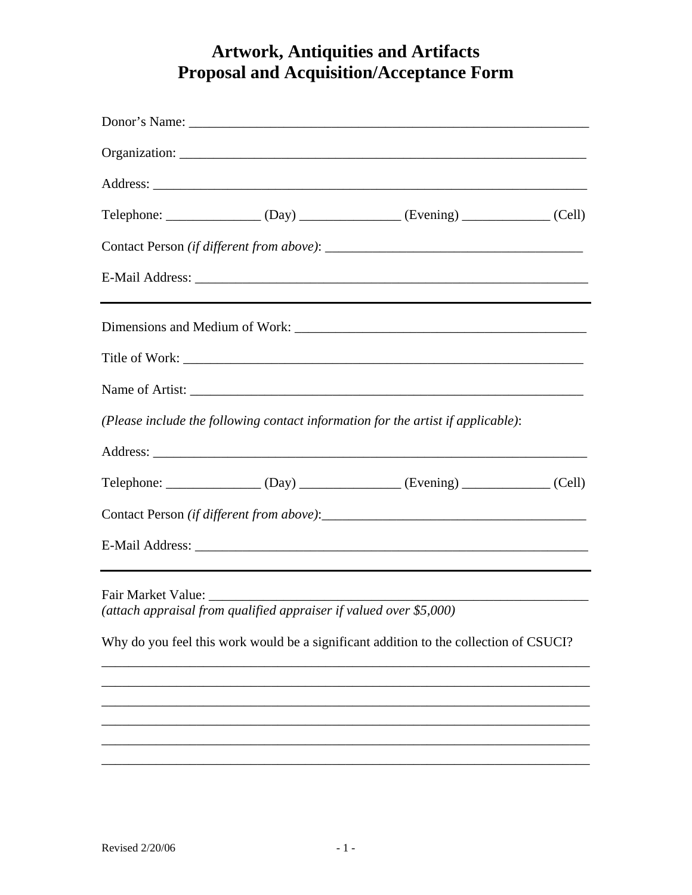# Artwork, Antiquities and Artifacts
# Proposal and Acquisition/Acceptance Form

Donor's Name: ___________________________________________________________

Organization: ___________________________________________________________

Address: _______________________________________________________________

Telephone: ______________ (Day) _______________ (Evening) _____________ (Cell)

Contact Person *(if different from above)*: _____________________________________

E-Mail Address: _________________________________________________________

---

Dimensions and Medium of Work: ___________________________________________

Title of Work: ___________________________________________________________

Name of Artist: __________________________________________________________

*(Please include the following contact information for the artist if applicable)*:

Address: _______________________________________________________________

Telephone: ______________ (Day) _______________ (Evening) _____________ (Cell)

Contact Person *(if different from above)*:_______________________________________

E-Mail Address: _________________________________________________________

---

Fair Market Value: _______________________________________________________
*(attach appraisal from qualified appraiser if valued over $5,000)*

Why do you feel this work would be a significant addition to the collection of CSUCI?

___________________________________________________________________________

___________________________________________________________________________

___________________________________________________________________________

___________________________________________________________________________

___________________________________________________________________________

___________________________________________________________________________

Revised 2/20/06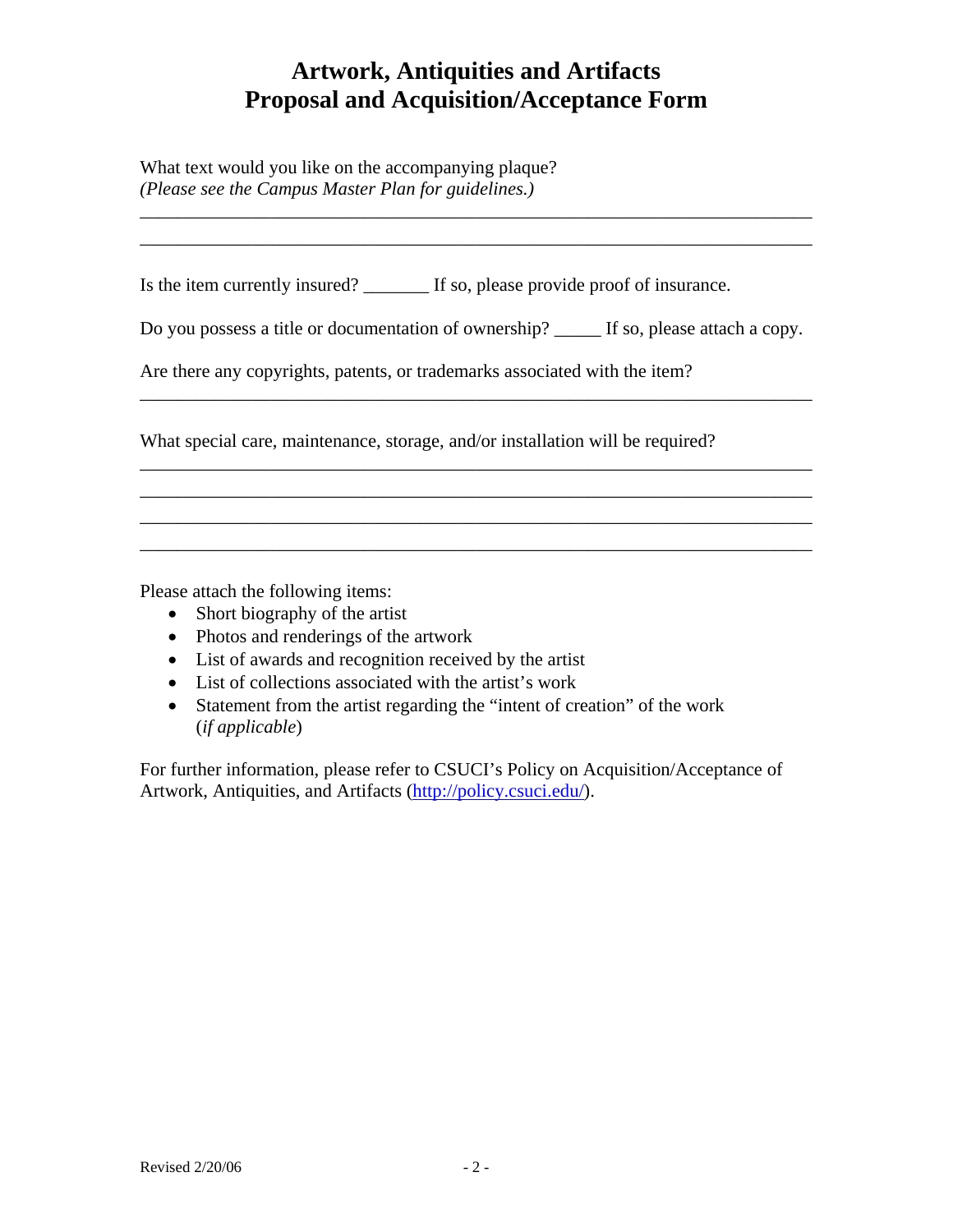# Artwork, Antiquities and Artifacts
# Proposal and Acquisition/Acceptance Form

What text would you like on the accompanying plaque?
*(Please see the Campus Master Plan for guidelines.)*

_______________________________________________________________________

_______________________________________________________________________

Is the item currently insured? _______ If so, please provide proof of insurance.

Do you possess a title or documentation of ownership? _____ If so, please attach a copy.

Are there any copyrights, patents, or trademarks associated with the item?

_______________________________________________________________________

What special care, maintenance, storage, and/or installation will be required?

_______________________________________________________________________

_______________________________________________________________________

_______________________________________________________________________

_______________________________________________________________________

Please attach the following items:

- Short biography of the artist
- Photos and renderings of the artwork
- List of awards and recognition received by the artist
- List of collections associated with the artist's work
- Statement from the artist regarding the "intent of creation" of the work (*if applicable*)

For further information, please refer to CSUCI's Policy on Acquisition/Acceptance of Artwork, Antiquities, and Artifacts (http://policy.csuci.edu/).

Revised 2/20/06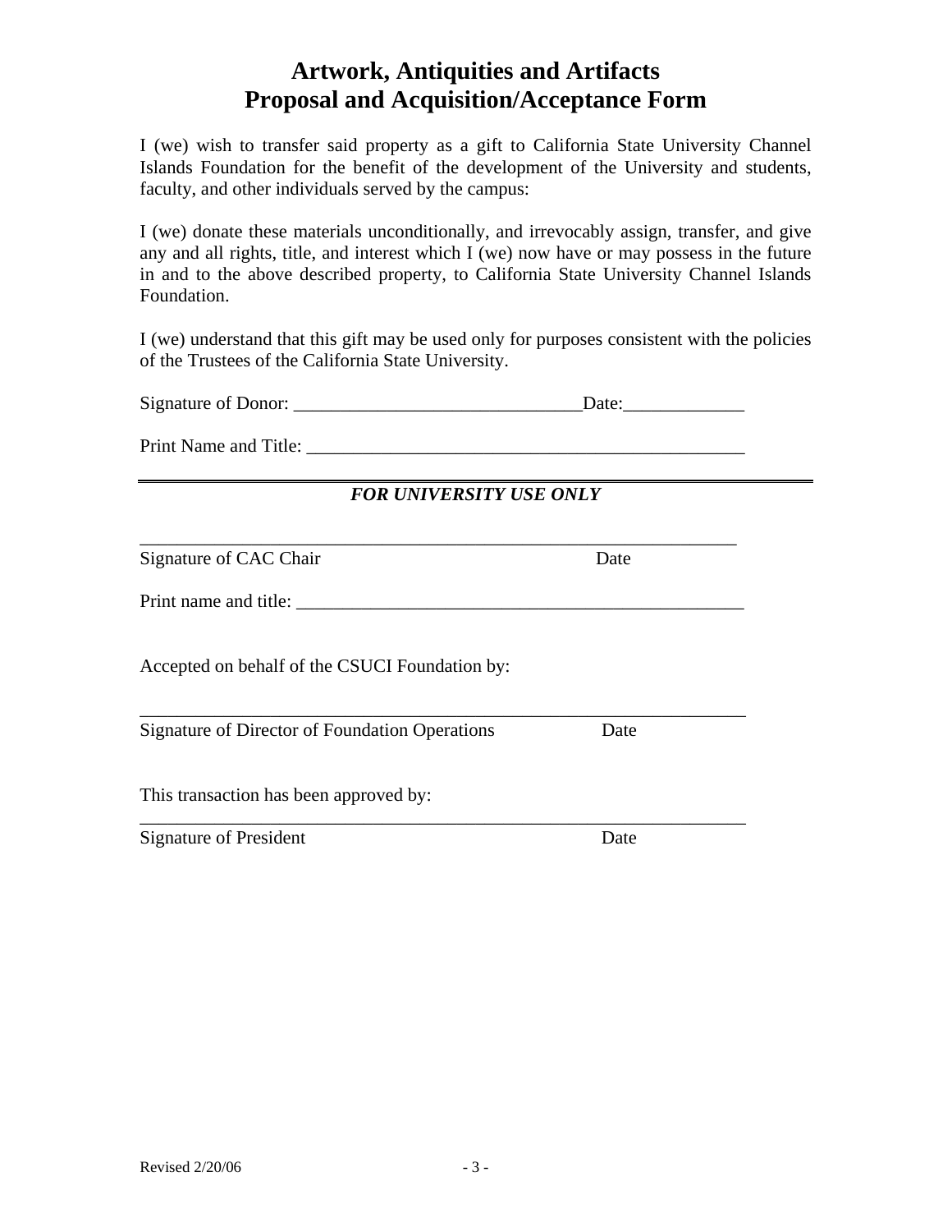# Artwork, Antiquities and Artifacts
# Proposal and Acquisition/Acceptance Form

I (we) wish to transfer said property as a gift to California State University Channel Islands Foundation for the benefit of the development of the University and students, faculty, and other individuals served by the campus:

I (we) donate these materials unconditionally, and irrevocably assign, transfer, and give any and all rights, title, and interest which I (we) now have or may possess in the future in and to the above described property, to California State University Channel Islands Foundation.

I (we) understand that this gift may be used only for purposes consistent with the policies of the Trustees of the California State University.

Signature of Donor: _______________________________Date:_____________

Print Name and Title: _________________________________________________

---

*FOR UNIVERSITY USE ONLY*

_________________________________________________________________

Signature of CAC Chair Date

Print name and title: __________________________________________________

Accepted on behalf of the CSUCI Foundation by:

_________________________________________________________________

Signature of Director of Foundation Operations Date

This transaction has been approved by:

_________________________________________________________________

Signature of President Date

Revised 2/20/06